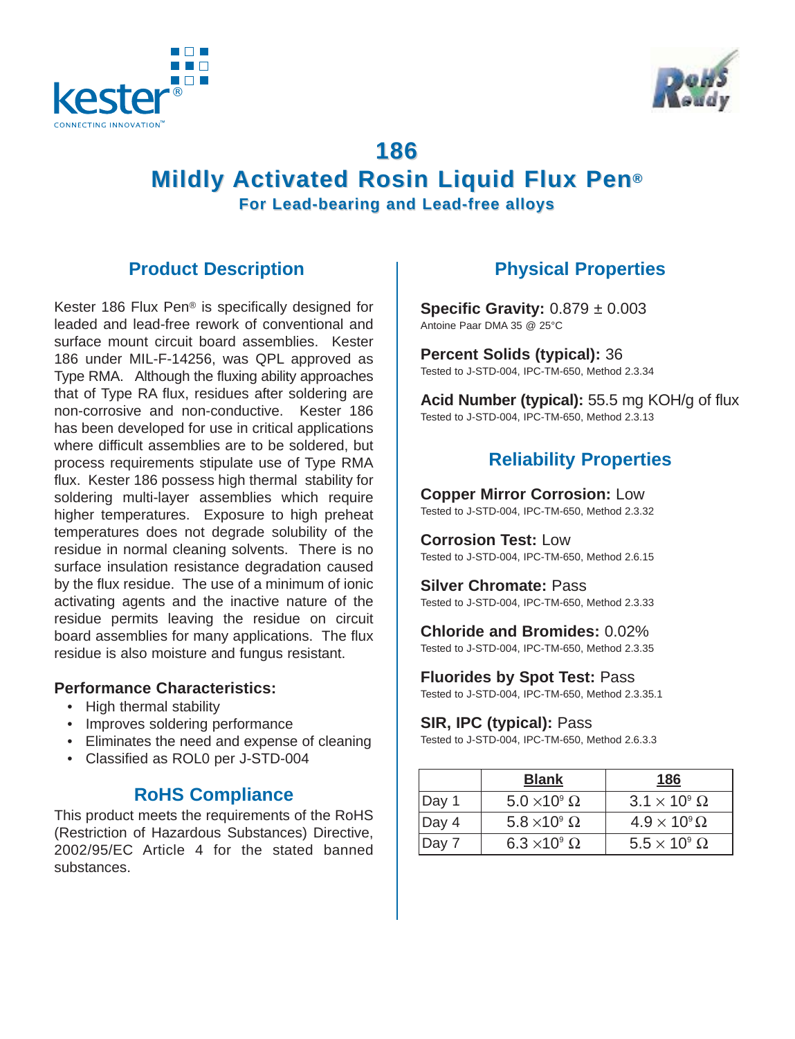# 186

# Mildly Activated Rosin Liquid Flux Pen®

### For Lead-bearing and Lead-free alloys

## Product Description

Kester 186 Flux Pen® is specifically designed for leaded and lead-free rework of conventional and surface mount circuit board assemblies. Kester 186 under MIL-F-14256, was QPL approved as Type RMA. Although the fluxing ability approaches that of Type RA flux, residues after soldering are non-corrosive and non-conductive. Kester 186 has been developed for use in critical applications where difficult assemblies are to be soldered, but process requirements stipulate use of Type RMA flux. Kester 186 possess high thermal stability for soldering multi-layer assemblies which require higher temperatures. Exposure to high preheat temperatures does not degrade solubility of the residue in normal cleaning solvents. There is no surface insulation resistance degradation caused by the flux residue. The use of a minimum of ionic activating agents and the inactive nature of the residue permits leaving the residue on circuit board assemblies for many applications. The flux residue is also moisture and fungus resistant.

**Performance Characteristics:**

- High thermal stability
- Improves soldering performance
- Eliminates the need and expense of cleaning
- Classified as ROL0 per J-STD-004

## RoHS Compliance

This product meets the requirements of the RoHS (Restriction of Hazardous Substances) Directive, 2002/95/EC Article 4 for the stated banned substances.

## Physical Properties

**Specific Gravity:** 0.879 ± 0.003
Antoine Paar DMA 35 @ 25°C

**Percent Solids (typical):** 36
Tested to J-STD-004, IPC-TM-650, Method 2.3.34

**Acid Number (typical):** 55.5 mg KOH/g of flux
Tested to J-STD-004, IPC-TM-650, Method 2.3.13

## Reliability Properties

**Copper Mirror Corrosion:** Low
Tested to J-STD-004, IPC-TM-650, Method 2.3.32

**Corrosion Test:** Low
Tested to J-STD-004, IPC-TM-650, Method 2.6.15

**Silver Chromate:** Pass
Tested to J-STD-004, IPC-TM-650, Method 2.3.33

**Chloride and Bromides:** 0.02%
Tested to J-STD-004, IPC-TM-650, Method 2.3.35

**Fluorides by Spot Test:** Pass
Tested to J-STD-004, IPC-TM-650, Method 2.3.35.1

**SIR, IPC (typical):** Pass
Tested to J-STD-004, IPC-TM-650, Method 2.6.3.3

| | Blank | 186 |
|---|---|---|
| Day 1 | $5.0 \times 10^9\ \Omega$ | $3.1 \times 10^9\ \Omega$ |
| Day 4 | $5.8 \times 10^9\ \Omega$ | $4.9 \times 10^9\ \Omega$ |
| Day 7 | $6.3 \times 10^9\ \Omega$ | $5.5 \times 10^9\ \Omega$ |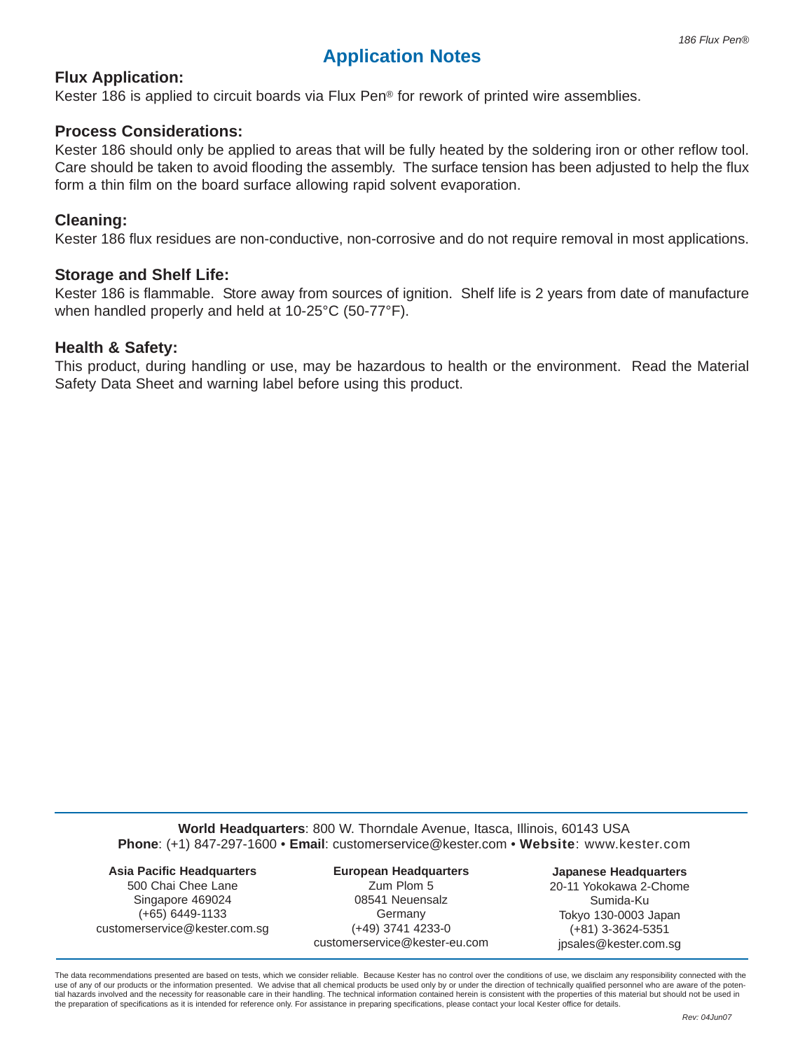## Application Notes

### Flux Application:

Kester 186 is applied to circuit boards via Flux Pen® for rework of printed wire assemblies.

### Process Considerations:

Kester 186 should only be applied to areas that will be fully heated by the soldering iron or other reflow tool. Care should be taken to avoid flooding the assembly. The surface tension has been adjusted to help the flux form a thin film on the board surface allowing rapid solvent evaporation.

### Cleaning:

Kester 186 flux residues are non-conductive, non-corrosive and do not require removal in most applications.

### Storage and Shelf Life:

Kester 186 is flammable. Store away from sources of ignition. Shelf life is 2 years from date of manufacture when handled properly and held at 10-25°C (50-77°F).

### Health & Safety:

This product, during handling or use, may be hazardous to health or the environment. Read the Material Safety Data Sheet and warning label before using this product.

---

**World Headquarters**: 800 W. Thorndale Avenue, Itasca, Illinois, 60143 USA
**Phone**: (+1) 847-297-1600 • **Email**: customerservice@kester.com • **Website**: www.kester.com

**Asia Pacific Headquarters**
500 Chai Chee Lane
Singapore 469024
(+65) 6449-1133
customerservice@kester.com.sg

**European Headquarters**
Zum Plom 5
08541 Neuensalz
Germany
(+49) 3741 4233-0
customerservice@kester-eu.com

**Japanese Headquarters**
20-11 Yokokawa 2-Chome
Sumida-Ku
Tokyo 130-0003 Japan
(+81) 3-3624-5351
jpsales@kester.com.sg

---

The data recommendations presented are based on tests, which we consider reliable. Because Kester has no control over the conditions of use, we disclaim any responsibility connected with the use of any of our products or the information presented. We advise that all chemical products be used only by or under the direction of technically qualified personnel who are aware of the potential hazards involved and the necessity for reasonable care in their handling. The technical information contained herein is consistent with the properties of this material but should not be used in the preparation of specifications as it is intended for reference only. For assistance in preparing specifications, please contact your local Kester office for details.

*Rev: 04Jun07*